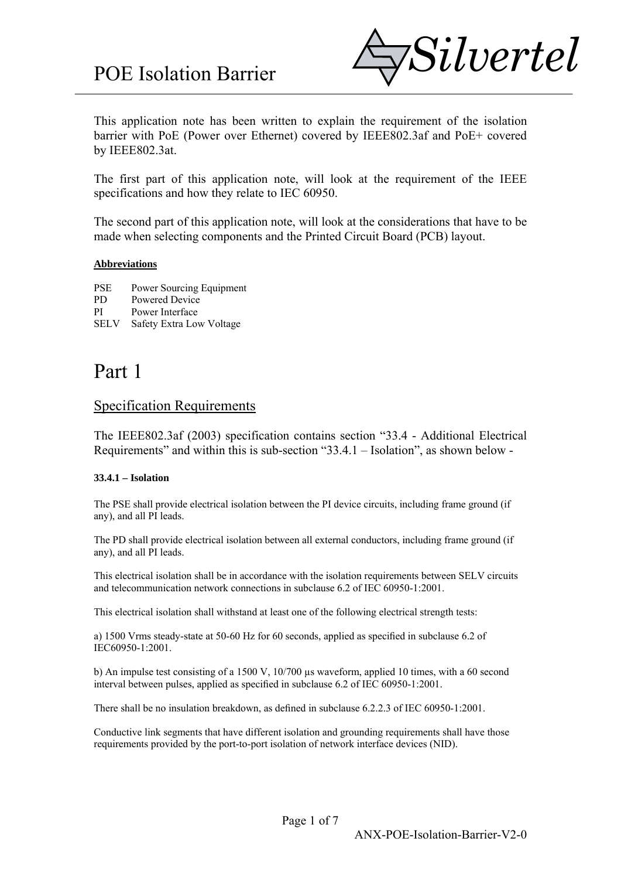# POE Isolation Barrier

This application note has been written to explain the requirement of the isolation barrier with PoE (Power over Ethernet) covered by IEEE802.3af and PoE+ covered by IEEE802.3at.

The first part of this application note, will look at the requirement of the IEEE specifications and how they relate to IEC 60950.

The second part of this application note, will look at the considerations that have to be made when selecting components and the Printed Circuit Board (PCB) layout.

**Abbreviations**

PSE Power Sourcing Equipment
PD Powered Device
PI Power Interface
SELV Safety Extra Low Voltage

# Part 1

## Specification Requirements

The IEEE802.3af (2003) specification contains section "33.4 - Additional Electrical Requirements" and within this is sub-section "33.4.1 – Isolation", as shown below -

**33.4.1 – Isolation**

The PSE shall provide electrical isolation between the PI device circuits, including frame ground (if any), and all PI leads.

The PD shall provide electrical isolation between all external conductors, including frame ground (if any), and all PI leads.

This electrical isolation shall be in accordance with the isolation requirements between SELV circuits and telecommunication network connections in subclause 6.2 of IEC 60950-1:2001.

This electrical isolation shall withstand at least one of the following electrical strength tests:

a) 1500 Vrms steady-state at 50-60 Hz for 60 seconds, applied as specified in subclause 6.2 of IEC60950-1:2001.

b) An impulse test consisting of a 1500 V, 10/700 µs waveform, applied 10 times, with a 60 second interval between pulses, applied as specified in subclause 6.2 of IEC 60950-1:2001.

There shall be no insulation breakdown, as defined in subclause 6.2.2.3 of IEC 60950-1:2001.

Conductive link segments that have different isolation and grounding requirements shall have those requirements provided by the port-to-port isolation of network interface devices (NID).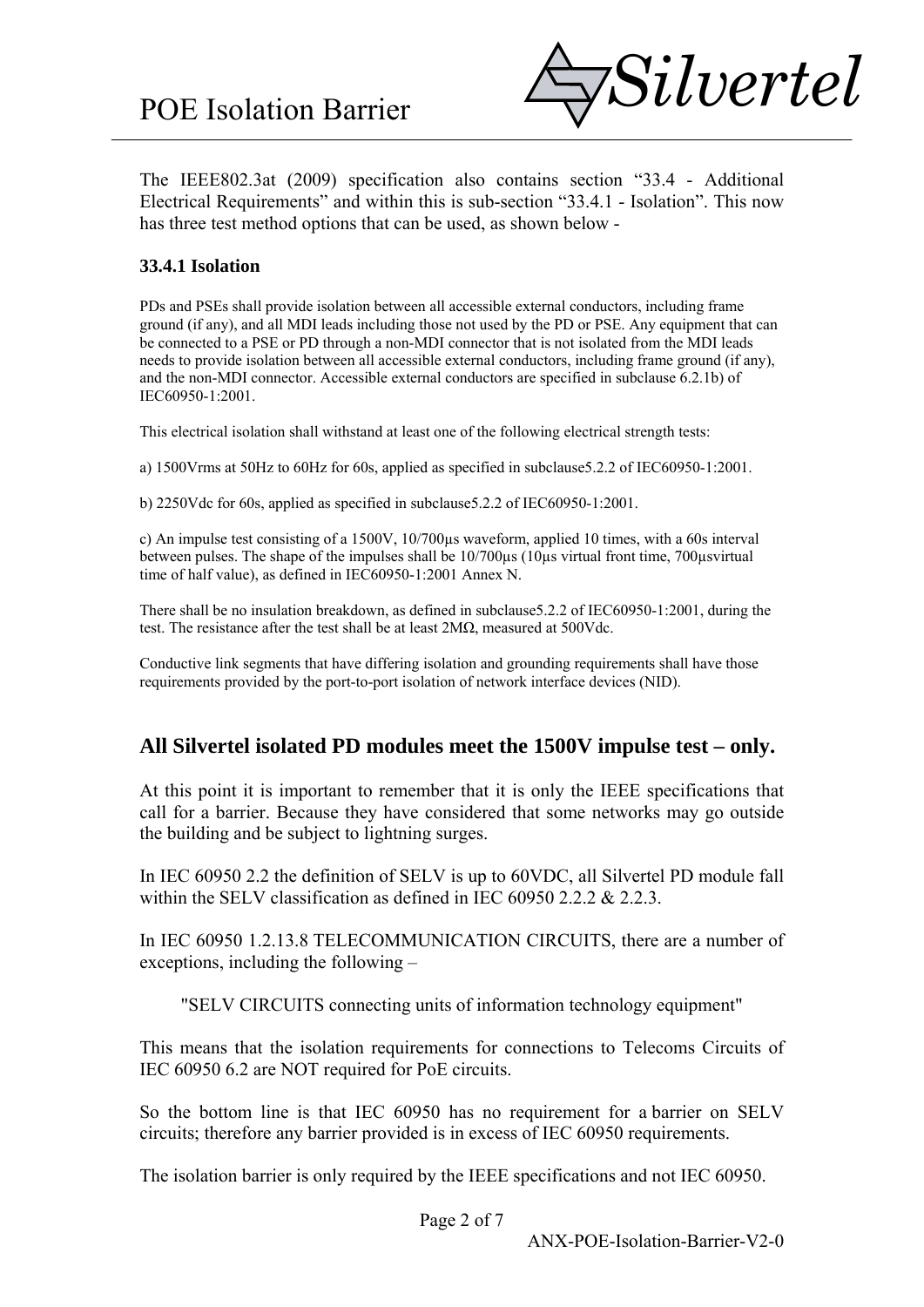The IEEE802.3at (2009) specification also contains section "33.4 - Additional Electrical Requirements" and within this is sub-section "33.4.1 - Isolation". This now has three test method options that can be used, as shown below -

**33.4.1 Isolation**

PDs and PSEs shall provide isolation between all accessible external conductors, including frame ground (if any), and all MDI leads including those not used by the PD or PSE. Any equipment that can be connected to a PSE or PD through a non-MDI connector that is not isolated from the MDI leads needs to provide isolation between all accessible external conductors, including frame ground (if any), and the non-MDI connector. Accessible external conductors are specified in subclause 6.2.1b) of IEC60950-1:2001.

This electrical isolation shall withstand at least one of the following electrical strength tests:

a) 1500Vrms at 50Hz to 60Hz for 60s, applied as specified in subclause5.2.2 of IEC60950-1:2001.

b) 2250Vdc for 60s, applied as specified in subclause5.2.2 of IEC60950-1:2001.

c) An impulse test consisting of a 1500V, 10/700µs waveform, applied 10 times, with a 60s interval between pulses. The shape of the impulses shall be 10/700µs (10µs virtual front time, 700µsvirtual time of half value), as defined in IEC60950-1:2001 Annex N.

There shall be no insulation breakdown, as defined in subclause5.2.2 of IEC60950-1:2001, during the test. The resistance after the test shall be at least 2MΩ, measured at 500Vdc.

Conductive link segments that have differing isolation and grounding requirements shall have those requirements provided by the port-to-port isolation of network interface devices (NID).

## All Silvertel isolated PD modules meet the 1500V impulse test – only.

At this point it is important to remember that it is only the IEEE specifications that call for a barrier. Because they have considered that some networks may go outside the building and be subject to lightning surges.

In IEC 60950 2.2 the definition of SELV is up to 60VDC, all Silvertel PD module fall within the SELV classification as defined in IEC 60950 2.2.2 & 2.2.3.

In IEC 60950 1.2.13.8 TELECOMMUNICATION CIRCUITS, there are a number of exceptions, including the following –

> "SELV CIRCUITS connecting units of information technology equipment"

This means that the isolation requirements for connections to Telecoms Circuits of IEC 60950 6.2 are NOT required for PoE circuits.

So the bottom line is that IEC 60950 has no requirement for a barrier on SELV circuits; therefore any barrier provided is in excess of IEC 60950 requirements.

The isolation barrier is only required by the IEEE specifications and not IEC 60950.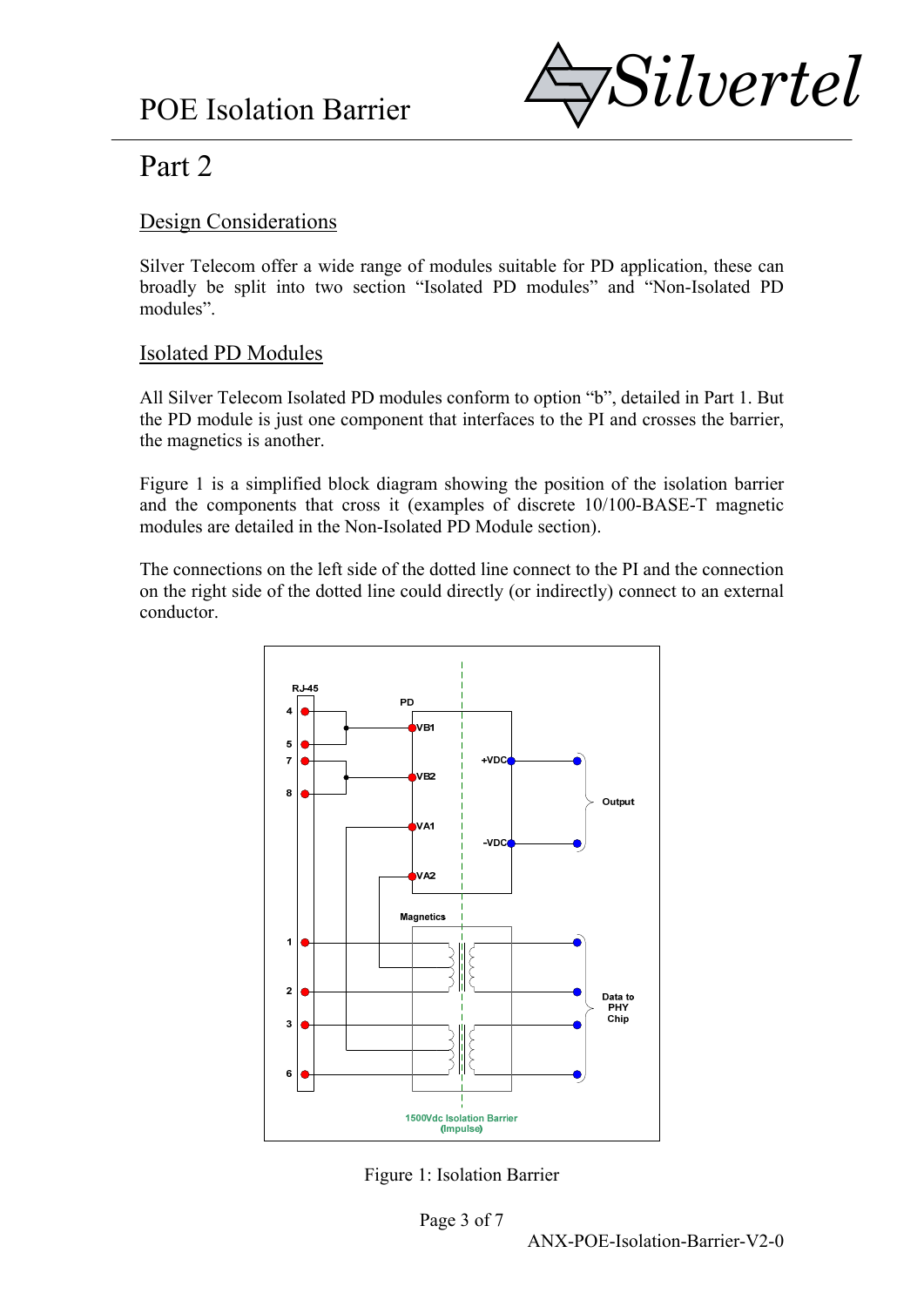# POE Isolation Barrier

# Part 2

## Design Considerations

Silver Telecom offer a wide range of modules suitable for PD application, these can broadly be split into two section "Isolated PD modules" and "Non-Isolated PD modules".

## Isolated PD Modules

All Silver Telecom Isolated PD modules conform to option "b", detailed in Part 1. But the PD module is just one component that interfaces to the PI and crosses the barrier, the magnetics is another.

Figure 1 is a simplified block diagram showing the position of the isolation barrier and the components that cross it (examples of discrete 10/100-BASE-T magnetic modules are detailed in the Non-Isolated PD Module section).

The connections on the left side of the dotted line connect to the PI and the connection on the right side of the dotted line could directly (or indirectly) connect to an external conductor.

Figure 1: Isolation Barrier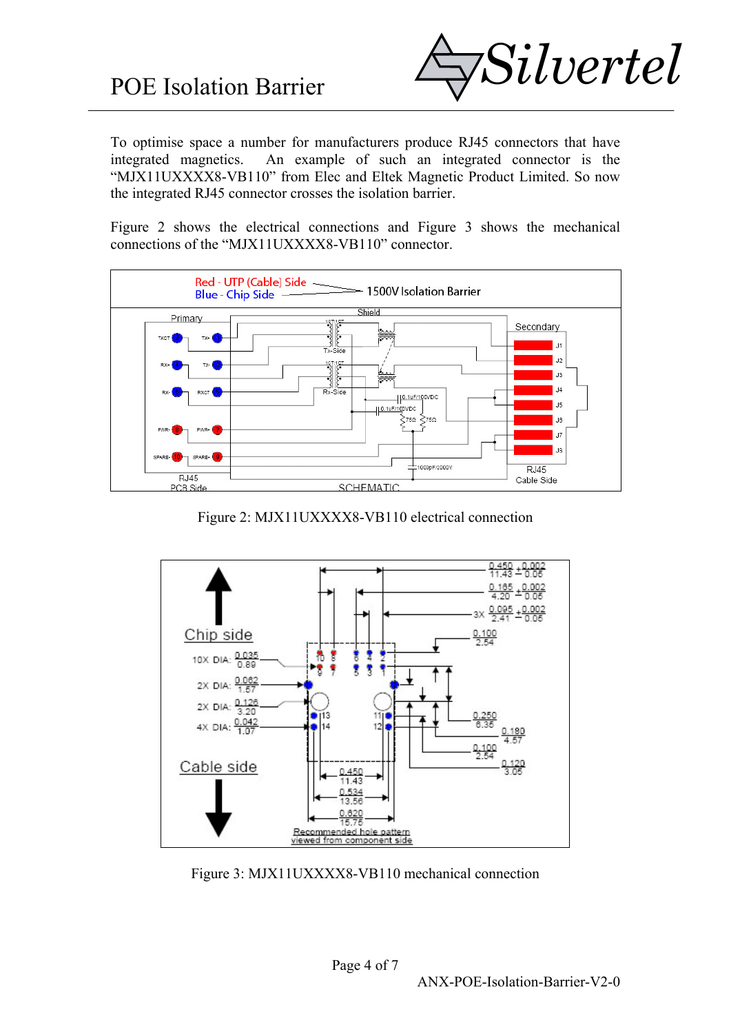To optimise space a number for manufacturers produce RJ45 connectors that have integrated magnetics. An example of such an integrated connector is the "MJX11UXXXX8-VB110" from Elec and Eltek Magnetic Product Limited. So now the integrated RJ45 connector crosses the isolation barrier.

Figure 2 shows the electrical connections and Figure 3 shows the mechanical connections of the "MJX11UXXXX8-VB110" connector.

Figure 2: MJX11UXXXX8-VB110 electrical connection

Figure 3: MJX11UXXXX8-VB110 mechanical connection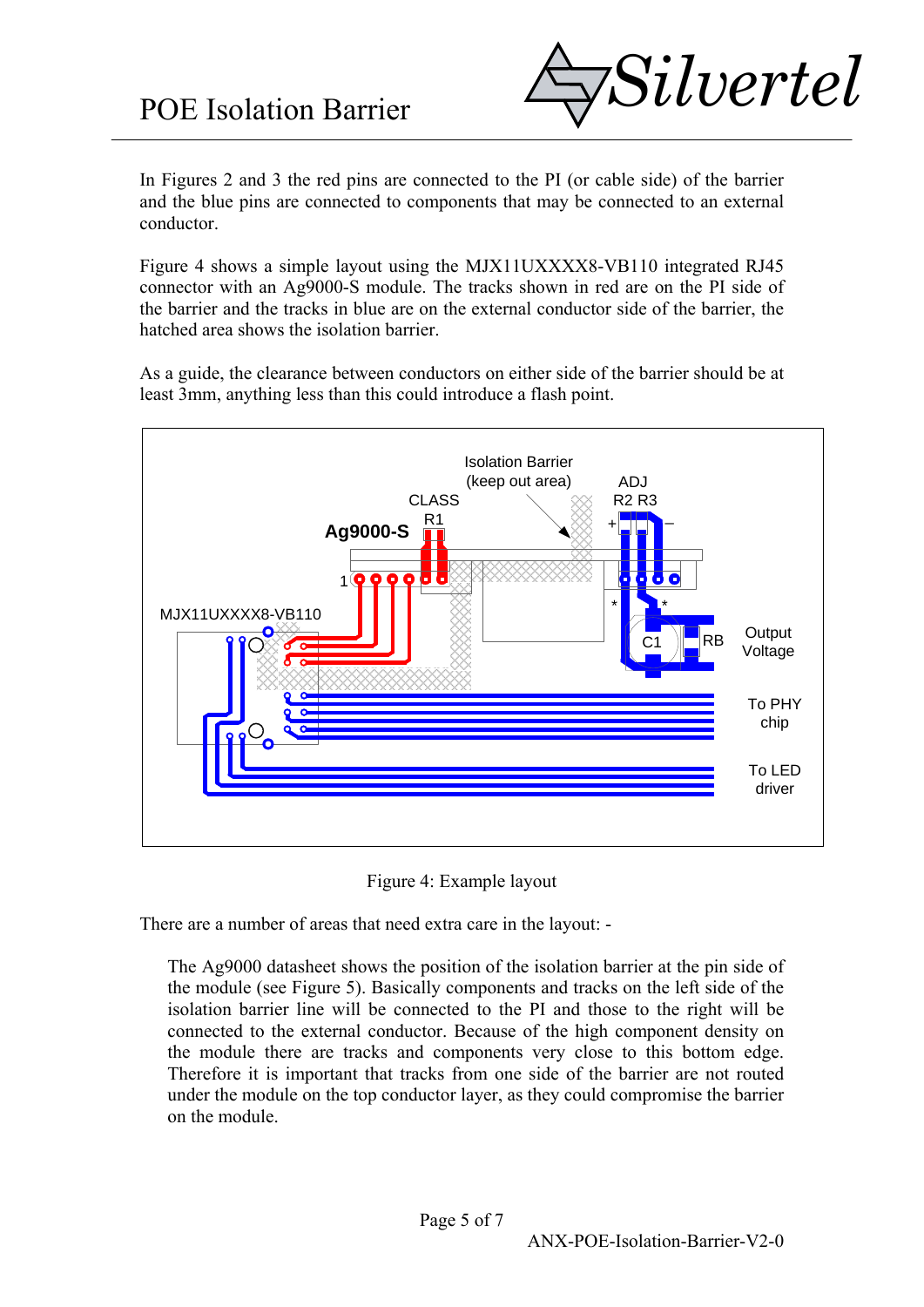In Figures 2 and 3 the red pins are connected to the PI (or cable side) of the barrier and the blue pins are connected to components that may be connected to an external conductor.

Figure 4 shows a simple layout using the MJX11UXXXX8-VB110 integrated RJ45 connector with an Ag9000-S module. The tracks shown in red are on the PI side of the barrier and the tracks in blue are on the external conductor side of the barrier, the hatched area shows the isolation barrier.

As a guide, the clearance between conductors on either side of the barrier should be at least 3mm, anything less than this could introduce a flash point.

Figure 4: Example layout

There are a number of areas that need extra care in the layout: -

> The Ag9000 datasheet shows the position of the isolation barrier at the pin side of the module (see Figure 5). Basically components and tracks on the left side of the isolation barrier line will be connected to the PI and those to the right will be connected to the external conductor. Because of the high component density on the module there are tracks and components very close to this bottom edge. Therefore it is important that tracks from one side of the barrier are not routed under the module on the top conductor layer, as they could compromise the barrier on the module.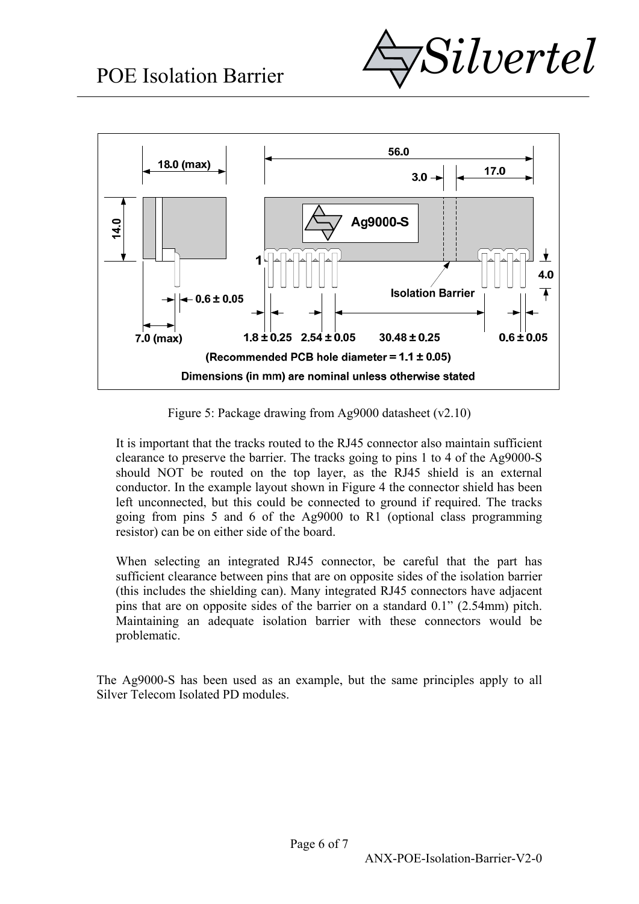18.0 (max)

56.0

3.0

17.0

14.0

Ag9000-S

1

Isolation Barrier

4.0

0.6 ± 0.05

7.0 (max)

1.8 ± 0.25

2.54 ± 0.05

30.48 ± 0.25

0.6 ± 0.05

(Recommended PCB hole diameter = 1.1 ± 0.05)

Dimensions (in mm) are nominal unless otherwise stated

Figure 5: Package drawing from Ag9000 datasheet (v2.10)

It is important that the tracks routed to the RJ45 connector also maintain sufficient clearance to preserve the barrier. The tracks going to pins 1 to 4 of the Ag9000-S should NOT be routed on the top layer, as the RJ45 shield is an external conductor. In the example layout shown in Figure 4 the connector shield has been left unconnected, but this could be connected to ground if required. The tracks going from pins 5 and 6 of the Ag9000 to R1 (optional class programming resistor) can be on either side of the board.

When selecting an integrated RJ45 connector, be careful that the part has sufficient clearance between pins that are on opposite sides of the isolation barrier (this includes the shielding can). Many integrated RJ45 connectors have adjacent pins that are on opposite sides of the barrier on a standard 0.1" (2.54mm) pitch. Maintaining an adequate isolation barrier with these connectors would be problematic.

The Ag9000-S has been used as an example, but the same principles apply to all Silver Telecom Isolated PD modules.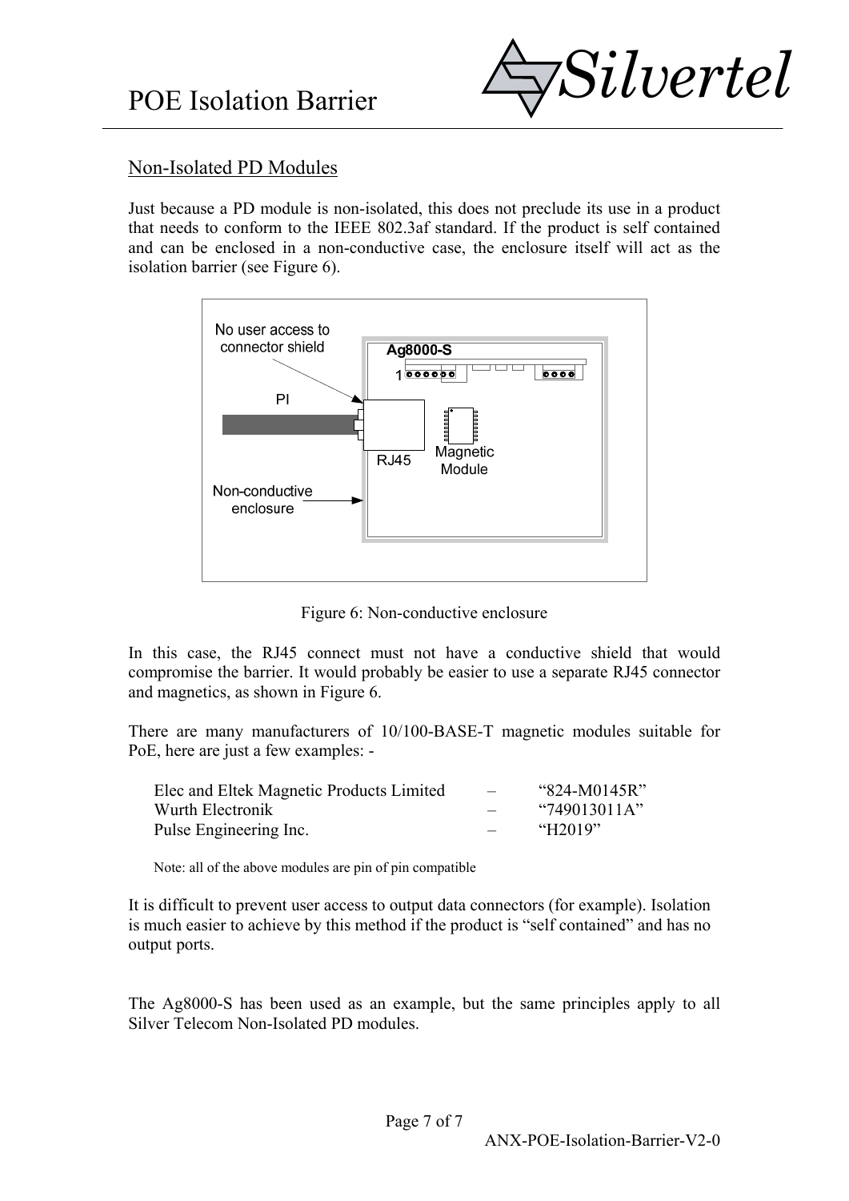## Non-Isolated PD Modules

Just because a PD module is non-isolated, this does not preclude its use in a product that needs to conform to the IEEE 802.3af standard. If the product is self contained and can be enclosed in a non-conductive case, the enclosure itself will act as the isolation barrier (see Figure 6).

No user access to connector shield

Ag8000-S

1

PI

RJ45

Magnetic Module

Non-conductive enclosure

Figure 6: Non-conductive enclosure

In this case, the RJ45 connect must not have a conductive shield that would compromise the barrier. It would probably be easier to use a separate RJ45 connector and magnetics, as shown in Figure 6.

There are many manufacturers of 10/100-BASE-T magnetic modules suitable for PoE, here are just a few examples: -

| | | |
|---|---|---|
| Elec and Eltek Magnetic Products Limited | – | “824-M0145R” |
| Wurth Electronik | – | “749013011A” |
| Pulse Engineering Inc. | – | “H2019” |

Note: all of the above modules are pin of pin compatible

It is difficult to prevent user access to output data connectors (for example). Isolation is much easier to achieve by this method if the product is “self contained” and has no output ports.

The Ag8000-S has been used as an example, but the same principles apply to all Silver Telecom Non-Isolated PD modules.